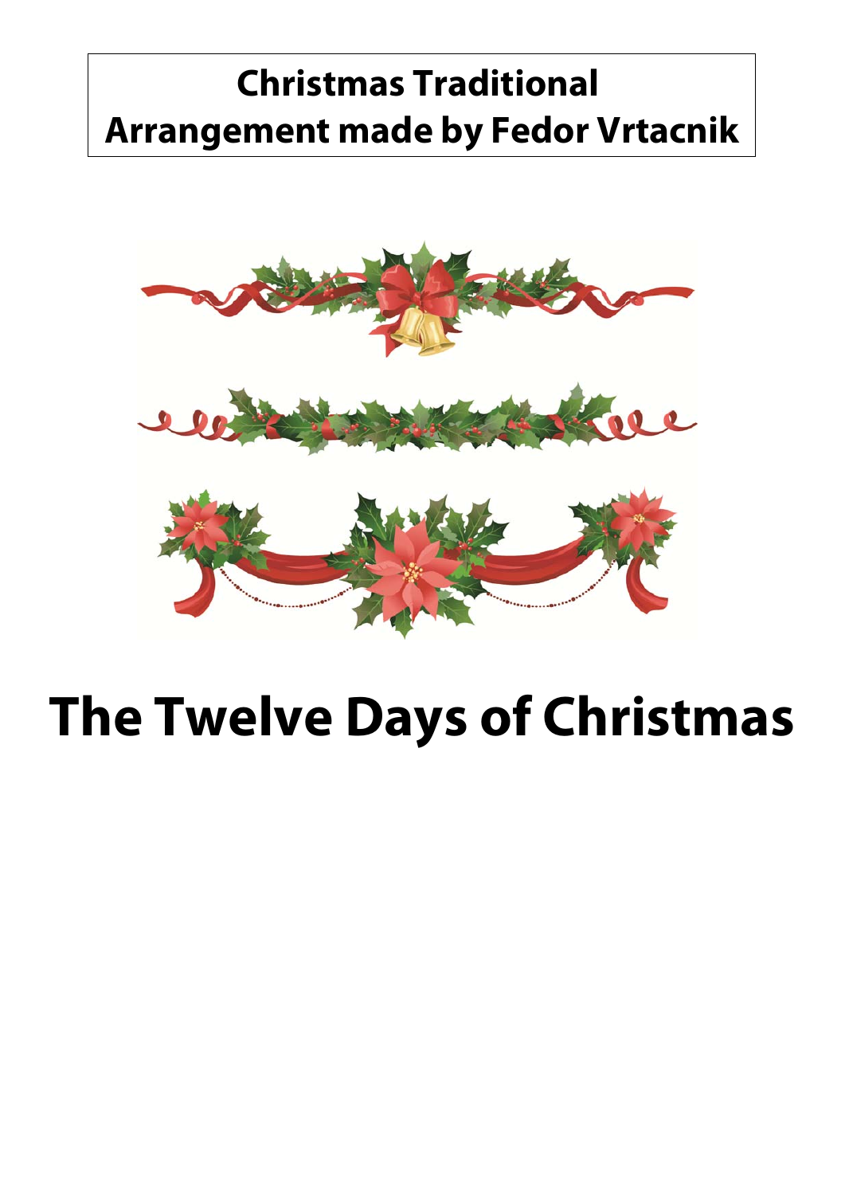**Christmas Traditional**
**Arrangement made by Fedor Vrtacnik**

# The Twelve Days of Christmas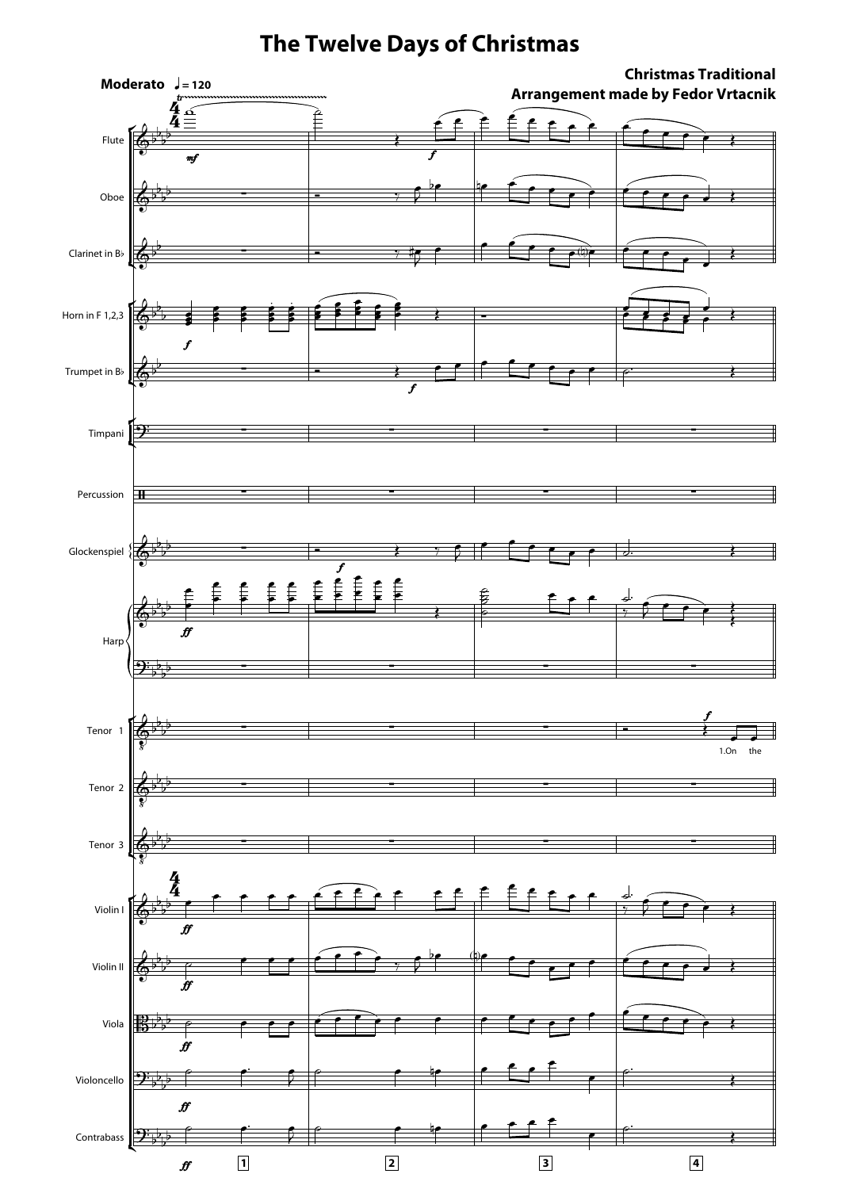# The Twelve Days of Christmas

**Christmas Traditional**
**Arrangement made by Fedor Vrtacnik**

**Moderato** ♩ = 120

Flute
Oboe
Clarinet in B♭
Horn in F 1,2,3
Trumpet in B♭
Timpani
Percussion
Glockenspiel
Harp
Tenor 1
Tenor 2
Tenor 3
Violin I
Violin II
Viola
Violoncello
Contrabass

1.On the

1 2 3 4